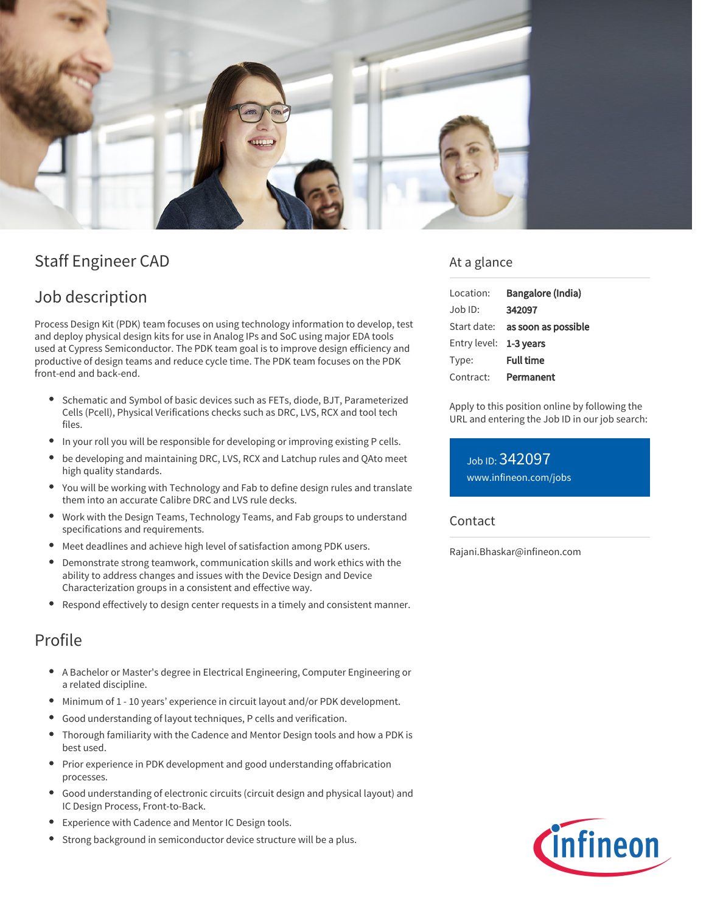# Staff Engineer CAD

## Job description

Process Design Kit (PDK) team focuses on using technology information to develop, test and deploy physical design kits for use in Analog IPs and SoC using major EDA tools used at Cypress Semiconductor. The PDK team goal is to improve design efficiency and productive of design teams and reduce cycle time. The PDK team focuses on the PDK front-end and back-end.

- Schematic and Symbol of basic devices such as FETs, diode, BJT, Parameterized Cells (Pcell), Physical Verifications checks such as DRC, LVS, RCX and tool tech files.
- In your roll you will be responsible for developing or improving existing P cells.
- be developing and maintaining DRC, LVS, RCX and Latchup rules and QAto meet high quality standards.
- You will be working with Technology and Fab to define design rules and translate them into an accurate Calibre DRC and LVS rule decks.
- Work with the Design Teams, Technology Teams, and Fab groups to understand specifications and requirements.
- Meet deadlines and achieve high level of satisfaction among PDK users.
- Demonstrate strong teamwork, communication skills and work ethics with the ability to address changes and issues with the Device Design and Device Characterization groups in a consistent and effective way.
- Respond effectively to design center requests in a timely and consistent manner.

## Profile

- A Bachelor or Master's degree in Electrical Engineering, Computer Engineering or a related discipline.
- Minimum of 1 - 10 years' experience in circuit layout and/or PDK development.
- Good understanding of layout techniques, P cells and verification.
- Thorough familiarity with the Cadence and Mentor Design tools and how a PDK is best used.
- Prior experience in PDK development and good understanding offabrication processes.
- Good understanding of electronic circuits (circuit design and physical layout) and IC Design Process, Front-to-Back.
- Experience with Cadence and Mentor IC Design tools.
- Strong background in semiconductor device structure will be a plus.

## At a glance

| | |
|---|---|
| Location: | **Bangalore (India)** |
| Job ID: | **342097** |
| Start date: | **as soon as possible** |
| Entry level: | **1-3 years** |
| Type: | **Full time** |
| Contract: | **Permanent** |

Apply to this position online by following the URL and entering the Job ID in our job search:

Job ID: 342097
www.infineon.com/jobs

## Contact

Rajani.Bhaskar@infineon.com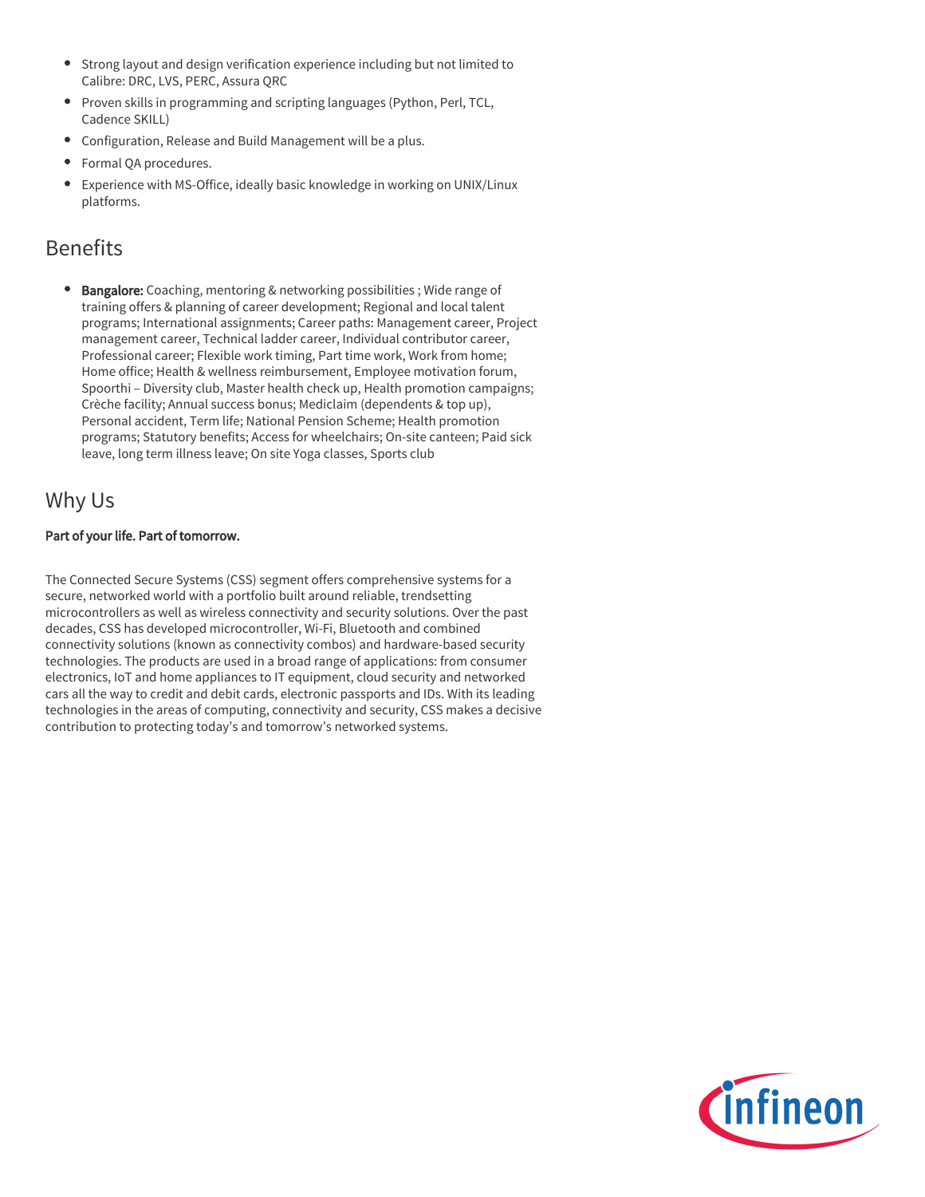- Strong layout and design verification experience including but not limited to Calibre: DRC, LVS, PERC, Assura QRC
- Proven skills in programming and scripting languages (Python, Perl, TCL, Cadence SKILL)
- Configuration, Release and Build Management will be a plus.
- Formal QA procedures.
- Experience with MS-Office, ideally basic knowledge in working on UNIX/Linux platforms.

## Benefits

- **Bangalore:** Coaching, mentoring & networking possibilities ; Wide range of training offers & planning of career development; Regional and local talent programs; International assignments; Career paths: Management career, Project management career, Technical ladder career, Individual contributor career, Professional career; Flexible work timing, Part time work, Work from home; Home office; Health & wellness reimbursement, Employee motivation forum, Spoorthi – Diversity club, Master health check up, Health promotion campaigns; Crèche facility; Annual success bonus; Mediclaim (dependents & top up), Personal accident, Term life; National Pension Scheme; Health promotion programs; Statutory benefits; Access for wheelchairs; On-site canteen; Paid sick leave, long term illness leave; On site Yoga classes, Sports club

## Why Us

**Part of your life. Part of tomorrow.**

The Connected Secure Systems (CSS) segment offers comprehensive systems for a secure, networked world with a portfolio built around reliable, trendsetting microcontrollers as well as wireless connectivity and security solutions. Over the past decades, CSS has developed microcontroller, Wi-Fi, Bluetooth and combined connectivity solutions (known as connectivity combos) and hardware-based security technologies. The products are used in a broad range of applications: from consumer electronics, IoT and home appliances to IT equipment, cloud security and networked cars all the way to credit and debit cards, electronic passports and IDs. With its leading technologies in the areas of computing, connectivity and security, CSS makes a decisive contribution to protecting today's and tomorrow's networked systems.